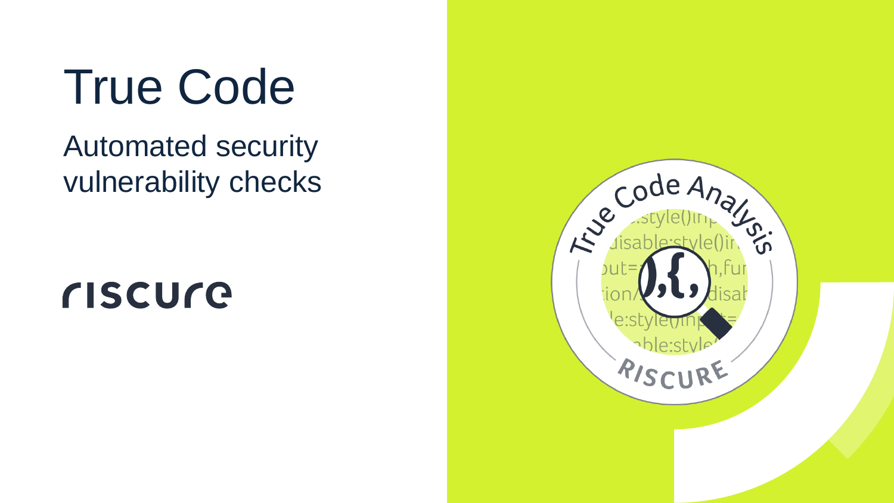# True Code

Automated security vulnerability checks

riscure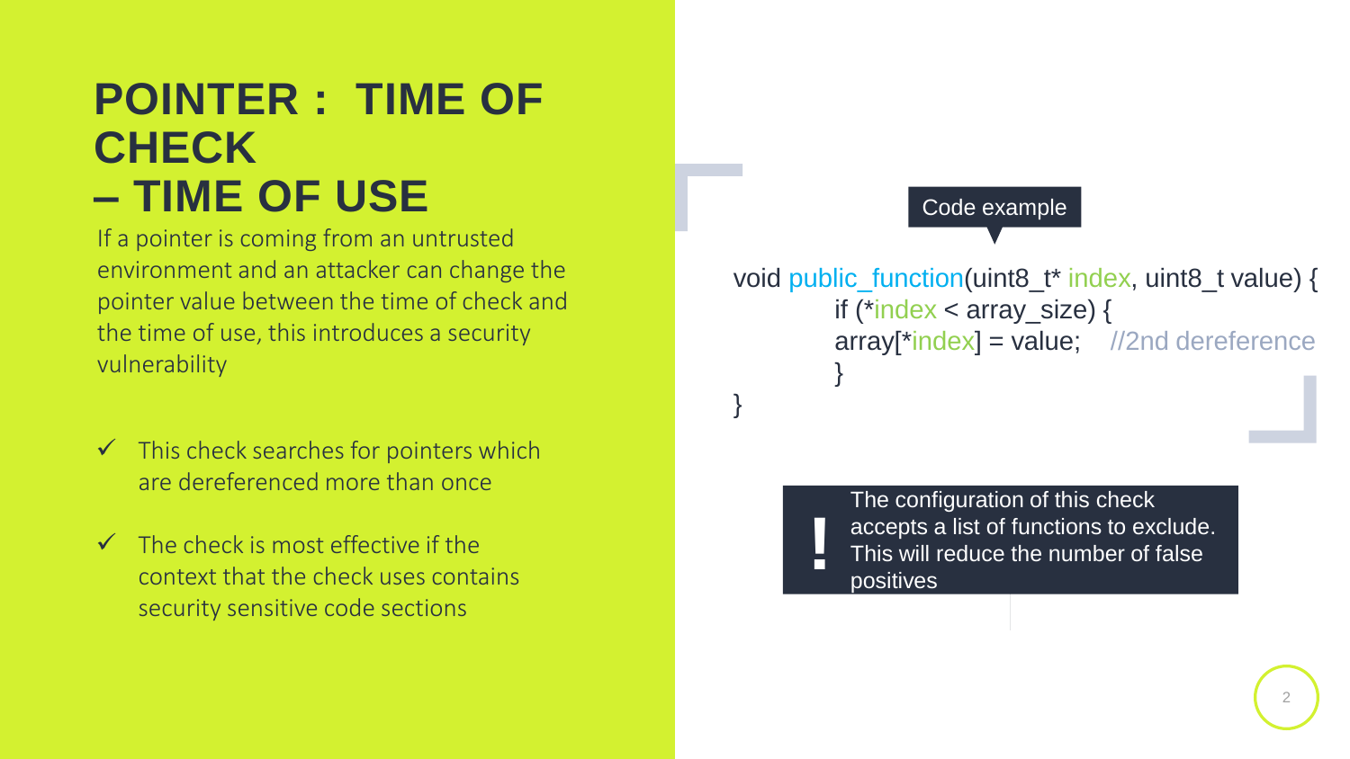# POINTER : TIME OF CHECK – TIME OF USE

If a pointer is coming from an untrusted environment and an attacker can change the pointer value between the time of check and the time of use, this introduces a security vulnerability

- ✓ This check searches for pointers which are dereferenced more than once
- ✓ The check is most effective if the context that the check uses contains security sensitive code sections

Code example

```
void public_function(uint8_t* index, uint8_t value) {
        if (*index < array_size) {
        array[*index] = value;    //2nd dereference
        }
}
```

! The configuration of this check accepts a list of functions to exclude. This will reduce the number of false positives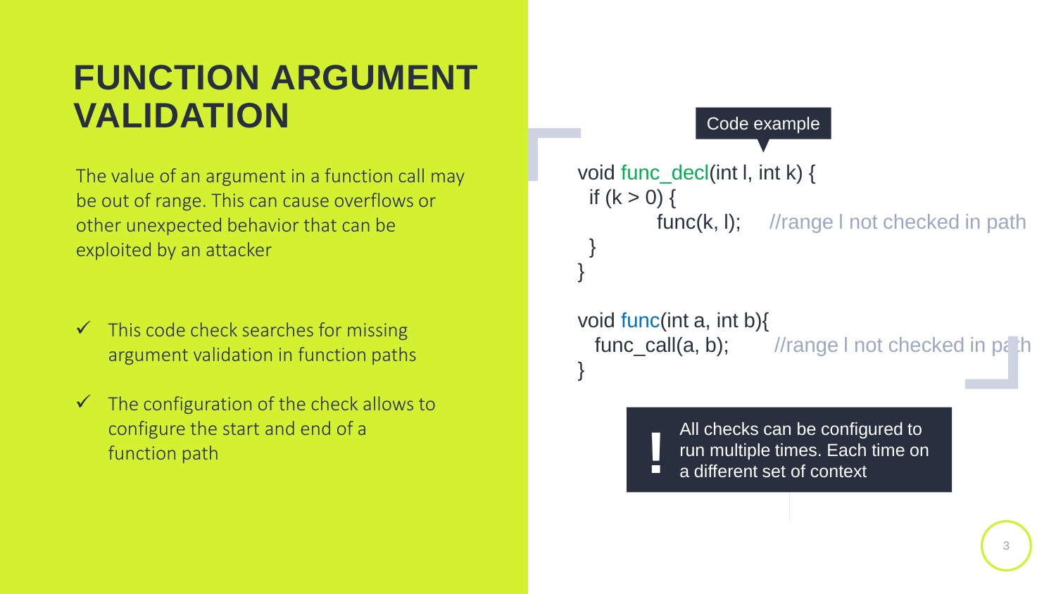# FUNCTION ARGUMENT VALIDATION

The value of an argument in a function call may be out of range. This can cause overflows or other unexpected behavior that can be exploited by an attacker

- ✓ This code check searches for missing argument validation in function paths
- ✓ The configuration of the check allows to configure the start and end of a function path

Code example

```
void func_decl(int l, int k) {
  if (k > 0) {
            func(k, l);     //range l not checked in path
  }
}

void func(int a, int b){
   func_call(a, b);      //range l not checked in path
}
```

**!** All checks can be configured to run multiple times. Each time on a different set of context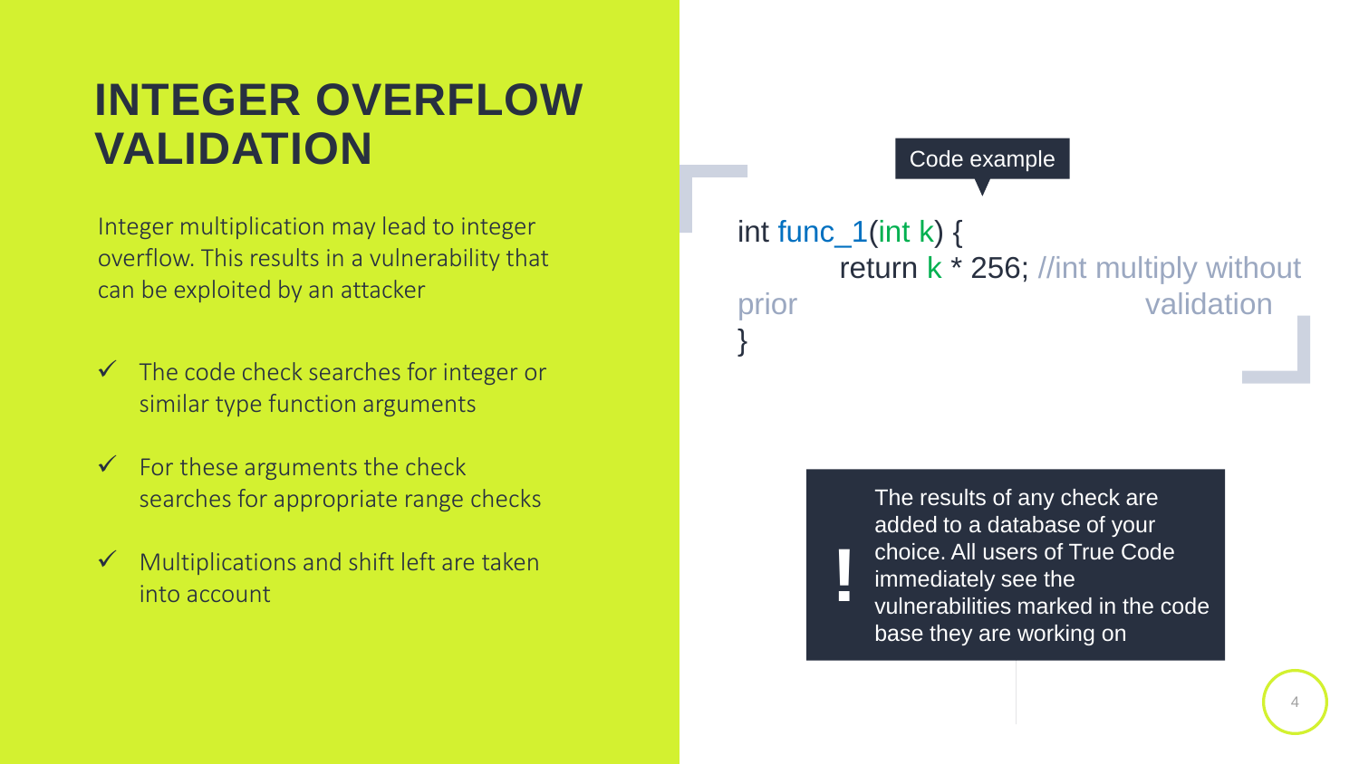# INTEGER OVERFLOW VALIDATION

Integer multiplication may lead to integer overflow. This results in a vulnerability that can be exploited by an attacker

- ✓ The code check searches for integer or similar type function arguments
- ✓ For these arguments the check searches for appropriate range checks
- ✓ Multiplications and shift left are taken into account

Code example

```
int func_1(int k) {
        return k * 256; //int multiply without prior validation
}
```

!

The results of any check are added to a database of your choice. All users of True Code immediately see the vulnerabilities marked in the code base they are working on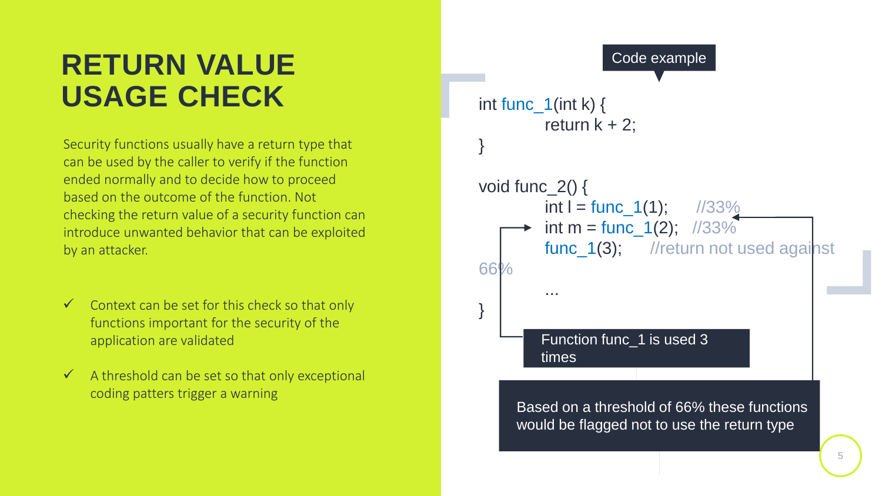# RETURN VALUE USAGE CHECK

Security functions usually have a return type that can be used by the caller to verify if the function ended normally and to decide how to proceed based on the outcome of the function. Not checking the return value of a security function can introduce unwanted behavior that can be exploited by an attacker.

- ✓ Context can be set for this check so that only functions important for the security of the application are validated
- ✓ A threshold can be set so that only exceptional coding patters trigger a warning

Code example

```
int func_1(int k) {
        return k + 2;
}

void func_2() {
        int l = func_1(1);      //33%
        int m = func_1(2);   //33%
        func_1(3);      //return not used against 66%
        ...
}
```

Function func_1 is used 3 times

Based on a threshold of 66% these functions would be flagged not to use the return type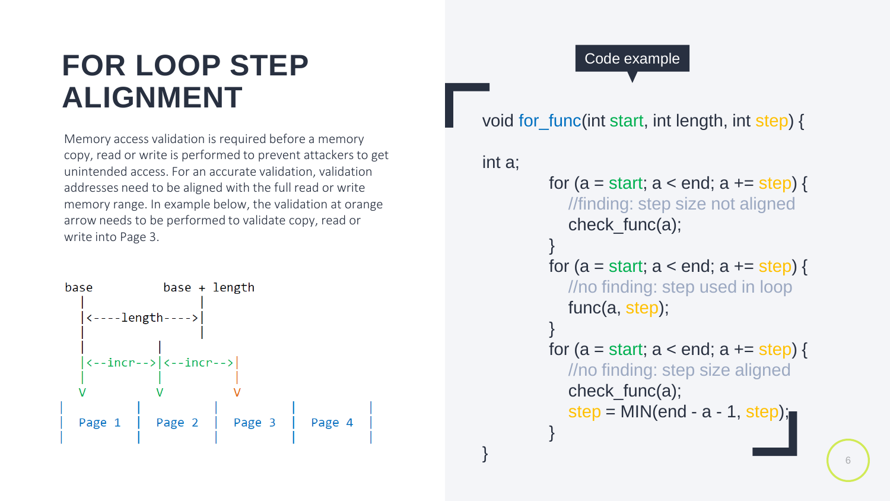# FOR LOOP STEP ALIGNMENT

Memory access validation is required before a memory copy, read or write is performed to prevent attackers to get unintended access. For an accurate validation, validation addresses need to be aligned with the full read or write memory range. In example below, the validation at orange arrow needs to be performed to validate copy, read or write into Page 3.

```
base              base + length
  |                   |
  |<----length---->|
  |                   |
  |               |
  |<--incr-->|<--incr-->|
  |               |          |
  V               V          V
|    Page 1    |    Page 2    |    Page 3    |    Page 4    |
|              |              |              |              |
```

Code example

```
void for_func(int start, int length, int step) {

int a;
        for (a = start; a < end; a += step) {
           //finding: step size not aligned
           check_func(a);
        }
        for (a = start; a < end; a += step) {
           //no finding: step used in loop
           func(a, step);
        }
        for (a = start; a < end; a += step) {
           //no finding: step size aligned
           check_func(a);
           step = MIN(end - a - 1, step);
        }
}
```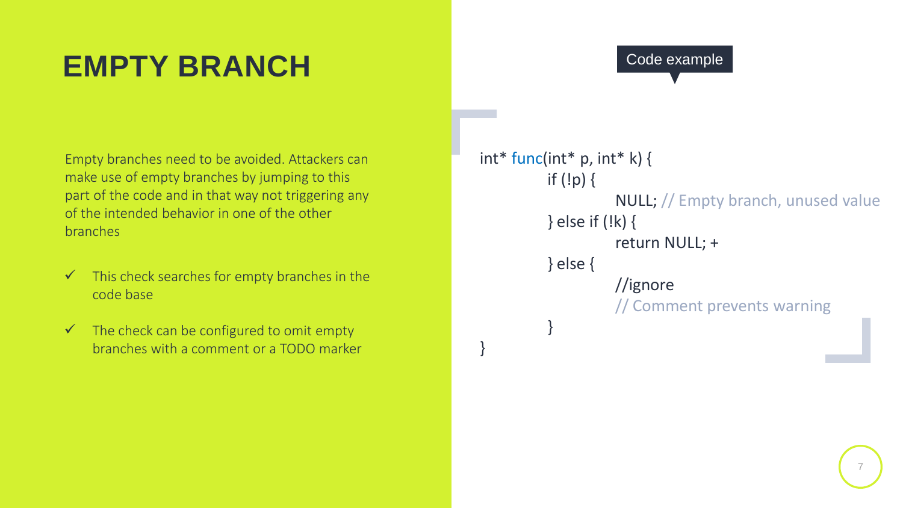# EMPTY BRANCH

Empty branches need to be avoided. Attackers can make use of empty branches by jumping to this part of the code and in that way not triggering any of the intended behavior in one of the other branches

- ✓ This check searches for empty branches in the code base
- ✓ The can be configured to omit empty branches with a comment or a TODO marker

Code example

```
int* func(int* p, int* k) {
        if (!p) {
                NULL; // Empty branch, unused value
        } else if (!k) {
                return NULL; +
        } else {
                //ignore
                // Comment prevents warning
        }
}
```

# EMPTY BRANCH

Empty branches need to be avoided. Attackers can make use of empty branches by jumping to this part of the code and in that way not triggering any of the intended behavior in one of the other branches

- ✓ This check searches for empty branches in the code base
- ✓ The check can be configured to omit empty branches with a comment or a TODO marker

Code example

```
int* func(int* p, int* k) {
        if (!p) {
                NULL; // Empty branch, unused value
        } else if (!k) {
                return NULL; +
        } else {
                //ignore
                // Comment prevents warning
        }
}
```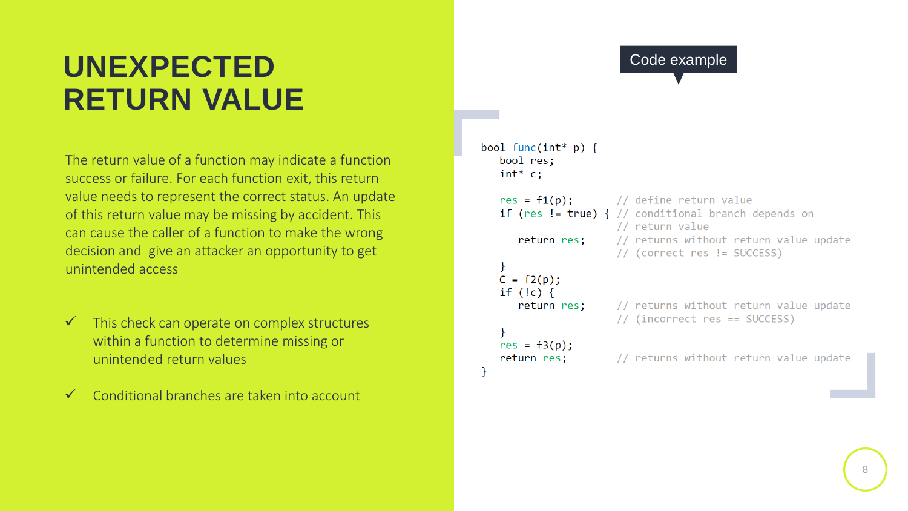# UNEXPECTED RETURN VALUE

The return value of a function may indicate a function success or failure. For each function exit, this return value needs to represent the correct status. An update of this return value may be missing by accident. This can cause the caller of a function to make the wrong decision and give an attacker an opportunity to get unintended access

- ✓ This check can operate on complex structures within a function to determine missing or unintended return values
- ✓ Conditional branches are taken into account

Code example

```
bool func(int* p) {
   bool res;
   int* c;

   res = f1(p);        // define return value
   if (res != true) {  // conditional branch depends on
                       // return value
      return res;      // returns without return value update
                       // (correct res != SUCCESS)
   }
   C = f2(p);
   if (!c) {
      return res;      // returns without return value update
                       // (incorrect res == SUCCESS)
   }
   res = f3(p);
   return res;         // returns without return value update
}
```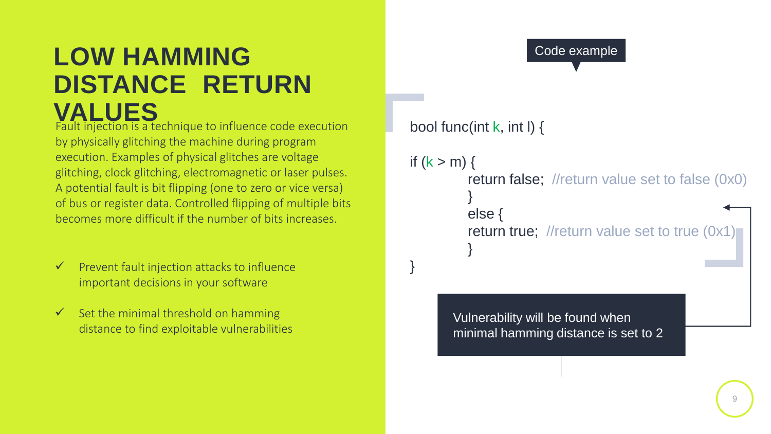# LOW HAMMING DISTANCE RETURN VALUES

Fault injection is a technique to influence code execution by physically glitching the machine during program execution. Examples of physical glitches are voltage glitching, clock glitching, electromagnetic or laser pulses. A potential fault is bit flipping (one to zero or vice versa) of bus or register data. Controlled flipping of multiple bits becomes more difficult if the number of bits increases.

- ✓ Prevent fault injection attacks to influence important decisions in your software
- ✓ Set the minimal threshold on hamming distance to find exploitable vulnerabilities

Code example

```
bool func(int k, int l) {

if (k > m) {
        return false;  //return value set to false (0x0)
        }
        else {
        return true;  //return value set to true (0x1)
        }
}
```

Vulnerability will be found when minimal hamming distance is set to 2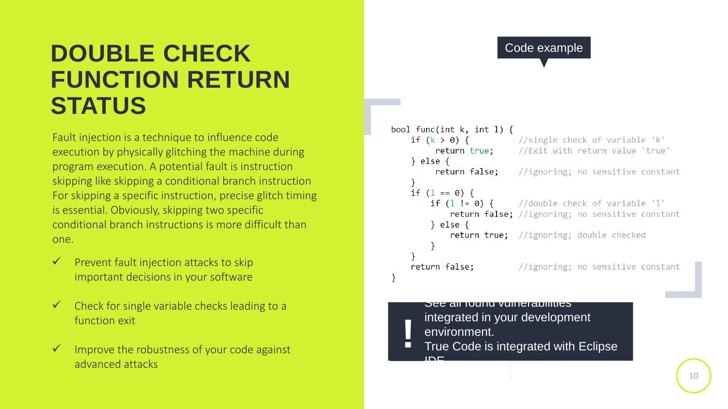# DOUBLE CHECK FUNCTION RETURN STATUS

Fault injection is a technique to influence code execution by physically glitching the machine during program execution. A potential fault is instruction skipping like skipping a conditional branch instruction For skipping a specific instruction, precise glitch timing is essential. Obviously, skipping two specific conditional branch instructions is more difficult than one.

- ✓ Prevent fault injection attacks to skip important decisions in your software
- ✓ Check for single variable checks leading to a function exit
- ✓ Improve the robustness of your code against advanced attacks

Code example

```
bool func(int k, int l) {
    if (k > 0) {           //single check of variable 'k'
        return true;       //Exit with return value 'true'
    } else {
        return false;      //ignoring; no sensitive constant
    }
    if (l == 0) {
        if (l != 0) {      //double check of variable 'l'
            return false;  //ignoring; no sensitive constant
        } else {
            return true;   //ignoring; double checked
        }
    }
    return false;          //ignoring; no sensitive constant
}
```

! See all found vulnerabilities integrated in your development environment.
True Code is integrated with Eclipse IDE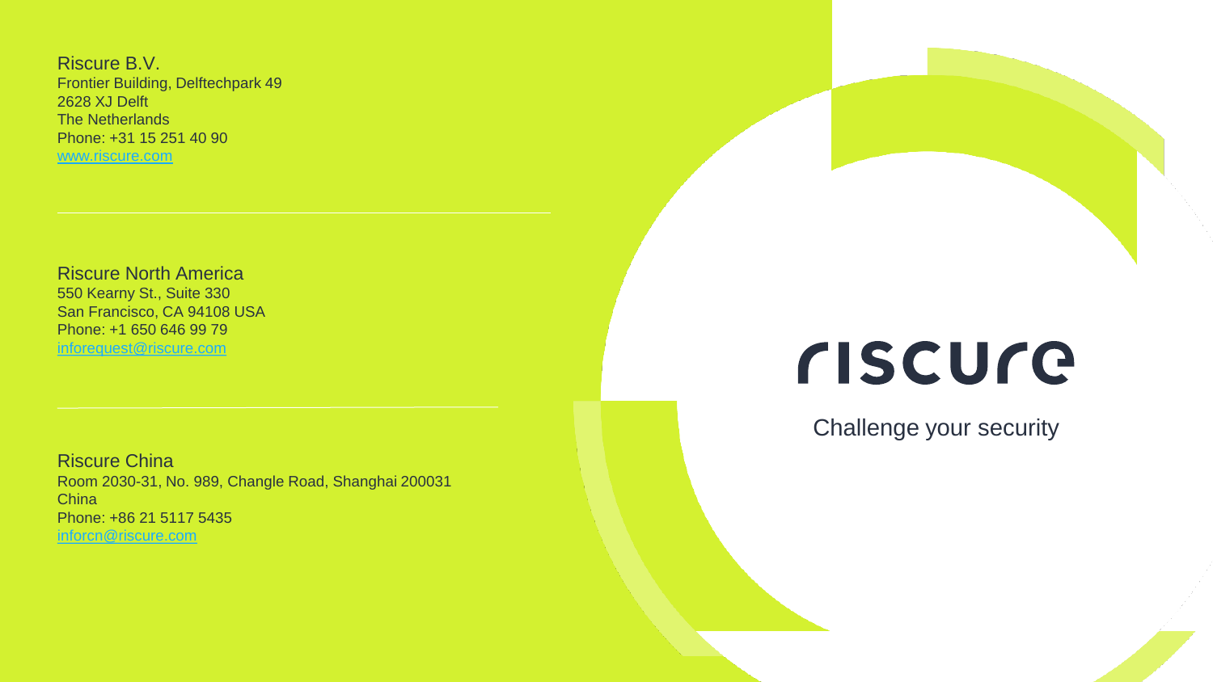Riscure B.V.
Frontier Building, Delftechpark 49
2628 XJ Delft
The Netherlands
Phone: +31 15 251 40 90
www.riscure.com

Riscure North America
550 Kearny St., Suite 330
San Francisco, CA 94108 USA
Phone: +1 650 646 99 79
inforequest@riscure.com

Riscure China
Room 2030-31, No. 989, Changle Road, Shanghai 200031
China
Phone: +86 21 5117 5435
inforcn@riscure.com

riscure

Challenge your security